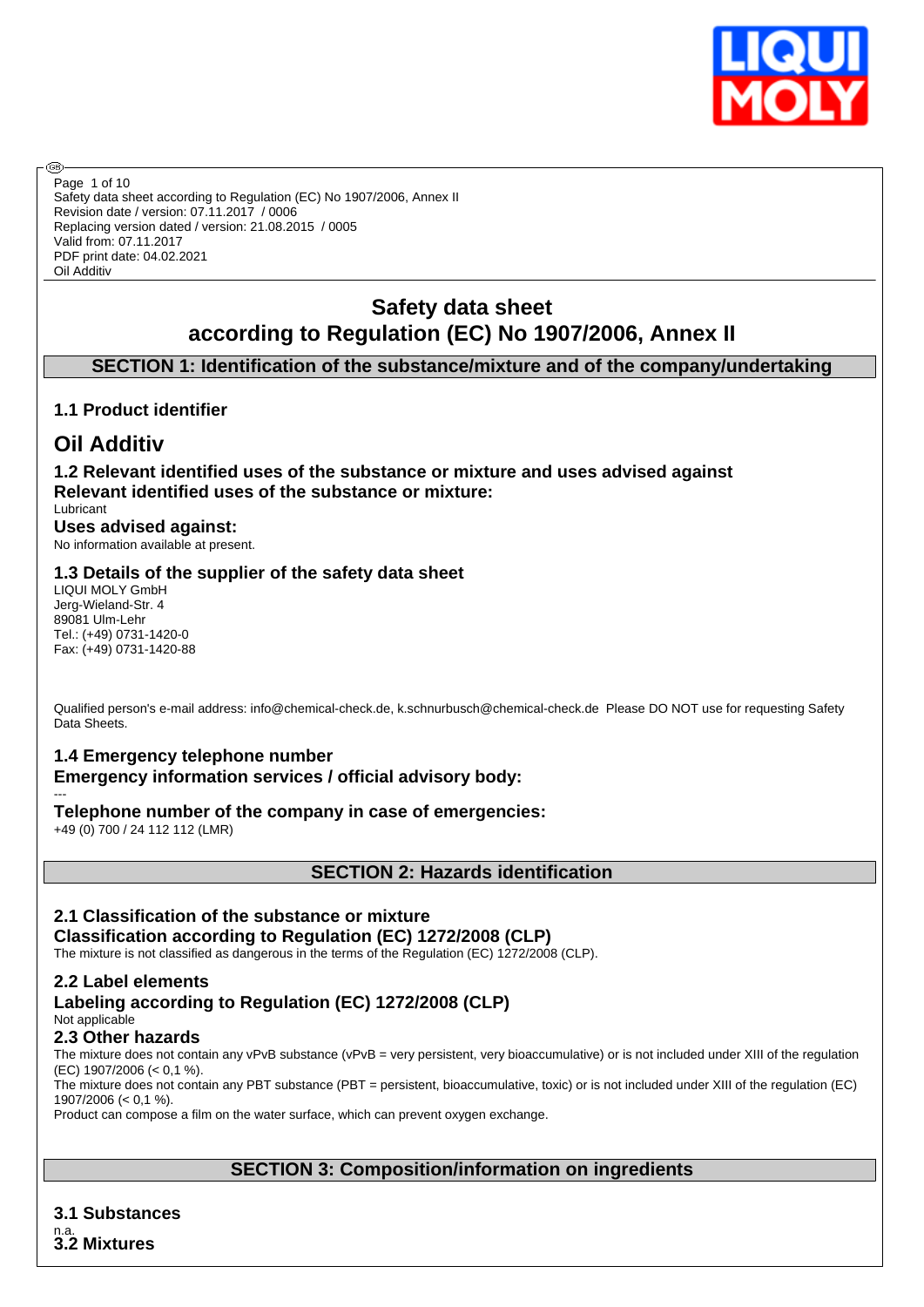Safety data sheet according to Regulation (EC) No 1907/2006, Annex II
Revision date / version: 07.11.2017 / 0006
Replacing version dated / version: 21.08.2015 / 0005
Valid from: 07.11.2017
PDF print date: 04.02.2021
Oil Additiv

# Safety data sheet
# according to Regulation (EC) No 1907/2006, Annex II

## SECTION 1: Identification of the substance/mixture and of the company/undertaking

### 1.1 Product identifier

# Oil Additiv

### 1.2 Relevant identified uses of the substance or mixture and uses advised against

**Relevant identified uses of the substance or mixture:**

Lubricant

**Uses advised against:**

No information available at present.

### 1.3 Details of the supplier of the safety data sheet

LIQUI MOLY GmbH
Jerg-Wieland-Str. 4
89081 Ulm-Lehr
Tel.: (+49) 0731-1420-0
Fax: (+49) 0731-1420-88

Qualified person's e-mail address: info@chemical-check.de, k.schnurbusch@chemical-check.de Please DO NOT use for requesting Safety Data Sheets.

### 1.4 Emergency telephone number

**Emergency information services / official advisory body:**

---

**Telephone number of the company in case of emergencies:**

+49 (0) 700 / 24 112 112 (LMR)

## SECTION 2: Hazards identification

### 2.1 Classification of the substance or mixture

**Classification according to Regulation (EC) 1272/2008 (CLP)**

The mixture is not classified as dangerous in the terms of the Regulation (EC) 1272/2008 (CLP).

### 2.2 Label elements

**Labeling according to Regulation (EC) 1272/2008 (CLP)**

Not applicable

### 2.3 Other hazards

The mixture does not contain any vPvB substance (vPvB = very persistent, very bioaccumulative) or is not included under XIII of the regulation (EC) 1907/2006 (< 0,1 %).

The mixture does not contain any PBT substance (PBT = persistent, bioaccumulative, toxic) or is not included under XIII of the regulation (EC) 1907/2006 (< 0,1 %).

Product can compose a film on the water surface, which can prevent oxygen exchange.

## SECTION 3: Composition/information on ingredients

### 3.1 Substances

n.a.

### 3.2 Mixtures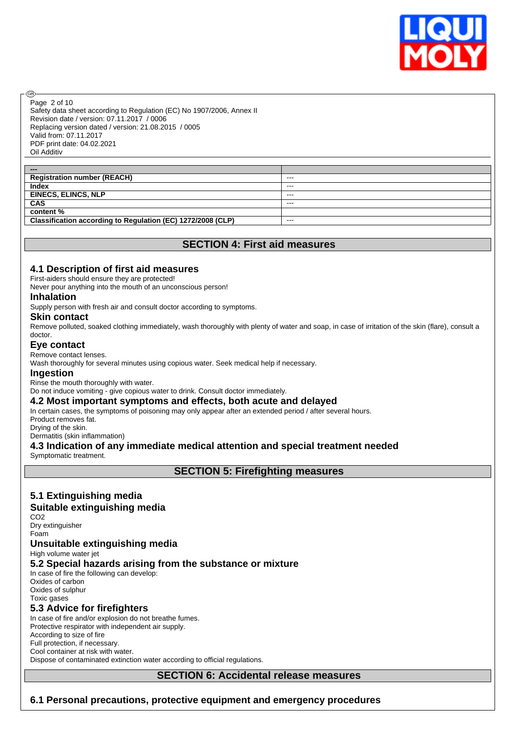| --- | |
|---|---|
| **Registration number (REACH)** | --- |
| **Index** | --- |
| **EINECS, ELINCS, NLP** | --- |
| **CAS** | --- |
| **content %** | |
| **Classification according to Regulation (EC) 1272/2008 (CLP)** | --- |

## SECTION 4: First aid measures

### 4.1 Description of first aid measures

First-aiders should ensure they are protected!
Never pour anything into the mouth of an unconscious person!

#### Inhalation

Supply person with fresh air and consult doctor according to symptoms.

#### Skin contact

Remove polluted, soaked clothing immediately, wash thoroughly with plenty of water and soap, in case of irritation of the skin (flare), consult a doctor.

#### Eye contact

Remove contact lenses.
Wash thoroughly for several minutes using copious water. Seek medical help if necessary.

#### Ingestion

Rinse the mouth thoroughly with water.
Do not induce vomiting - give copious water to drink. Consult doctor immediately.

### 4.2 Most important symptoms and effects, both acute and delayed

In certain cases, the symptoms of poisoning may only appear after an extended period / after several hours.
Product removes fat.
Drying of the skin.
Dermatitis (skin inflammation)

### 4.3 Indication of any immediate medical attention and special treatment needed

Symptomatic treatment.

## SECTION 5: Firefighting measures

### 5.1 Extinguishing media

#### Suitable extinguishing media

$CO_2$
Dry extinguisher
Foam

#### Unsuitable extinguishing media

High volume water jet

### 5.2 Special hazards arising from the substance or mixture

In case of fire the following can develop:
Oxides of carbon
Oxides of sulphur
Toxic gases

### 5.3 Advice for firefighters

In case of fire and/or explosion do not breathe fumes.
Protective respirator with independent air supply.
According to size of fire
Full protection, if necessary.
Cool container at risk with water.
Dispose of contaminated extinction water according to official regulations.

## SECTION 6: Accidental release measures

### 6.1 Personal precautions, protective equipment and emergency procedures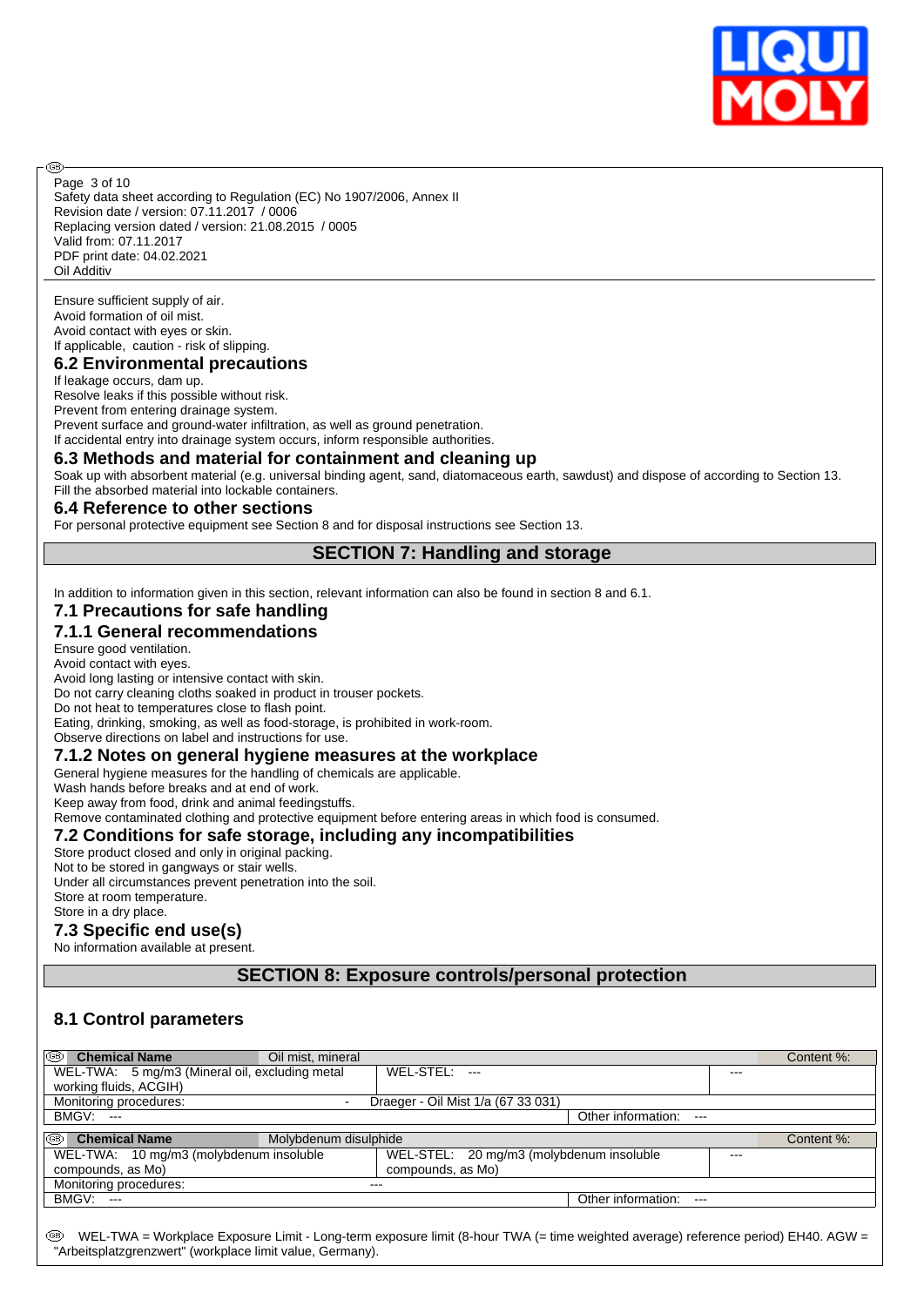Ensure sufficient supply of air.
Avoid formation of oil mist.
Avoid contact with eyes or skin.
If applicable, caution - risk of slipping.

### 6.2 Environmental precautions

If leakage occurs, dam up.
Resolve leaks if this possible without risk.
Prevent from entering drainage system.
Prevent surface and ground-water infiltration, as well as ground penetration.
If accidental entry into drainage system occurs, inform responsible authorities.

### 6.3 Methods and material for containment and cleaning up

Soak up with absorbent material (e.g. universal binding agent, sand, diatomaceous earth, sawdust) and dispose of according to Section 13.
Fill the absorbed material into lockable containers.

### 6.4 Reference to other sections

For personal protective equipment see Section 8 and for disposal instructions see Section 13.

## SECTION 7: Handling and storage

In addition to information given in this section, relevant information can also be found in section 8 and 6.1.

### 7.1 Precautions for safe handling

### 7.1.1 General recommendations

Ensure good ventilation.
Avoid contact with eyes.
Avoid long lasting or intensive contact with skin.
Do not carry cleaning cloths soaked in product in trouser pockets.
Do not heat to temperatures close to flash point.
Eating, drinking, smoking, as well as food-storage, is prohibited in work-room.
Observe directions on label and instructions for use.

### 7.1.2 Notes on general hygiene measures at the workplace

General hygiene measures for the handling of chemicals are applicable.
Wash hands before breaks and at end of work.
Keep away from food, drink and animal feedingstuffs.
Remove contaminated clothing and protective equipment before entering areas in which food is consumed.

### 7.2 Conditions for safe storage, including any incompatibilities

Store product closed and only in original packing.
Not to be stored in gangways or stair wells.
Under all circumstances prevent penetration into the soil.
Store at room temperature.
Store in a dry place.

### 7.3 Specific end use(s)

No information available at present.

## SECTION 8: Exposure controls/personal protection

### 8.1 Control parameters

| **Chemical Name** | Oil mist, mineral | | Content %: |
|---|---|---|---|
| WEL-TWA: 5 mg/m3 (Mineral oil, excluding metal working fluids, ACGIH) | WEL-STEL: --- | --- | |
| Monitoring procedures: | - Draeger - Oil Mist 1/a (67 33 031) | | |
| BMGV: --- | | Other information: --- | |

| **Chemical Name** | Molybdenum disulphide | | Content %: |
|---|---|---|---|
| WEL-TWA: 10 mg/m3 (molybdenum insoluble compounds, as Mo) | WEL-STEL: 20 mg/m3 (molybdenum insoluble compounds, as Mo) | --- | |
| Monitoring procedures: | --- | | |
| BMGV: --- | | Other information: --- | |

WEL-TWA = Workplace Exposure Limit - Long-term exposure limit (8-hour TWA (= time weighted average) reference period) EH40. AGW = "Arbeitsplatzgrenzwert" (workplace limit value, Germany).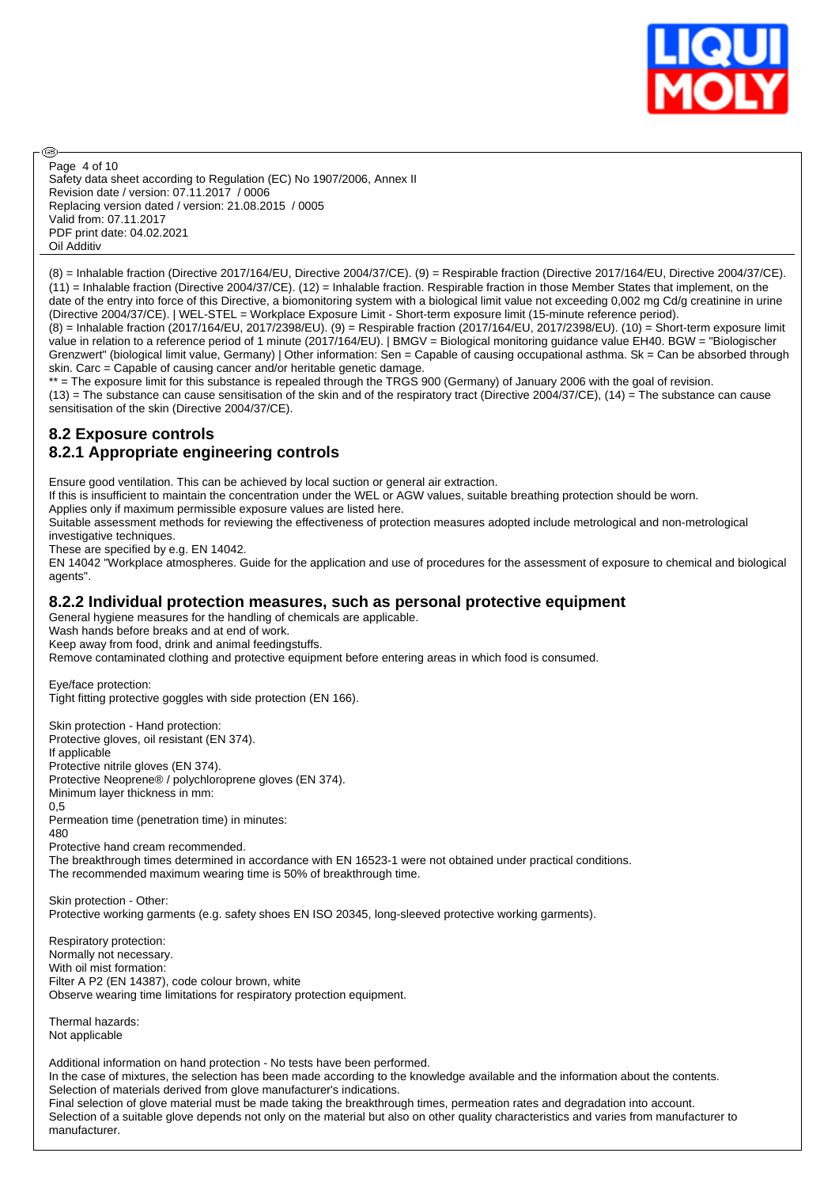(8) = Inhalable fraction (Directive 2017/164/EU, Directive 2004/37/CE). (9) = Respirable fraction (Directive 2017/164/EU, Directive 2004/37/CE). (11) = Inhalable fraction (Directive 2004/37/CE). (12) = Inhalable fraction. Respirable fraction in those Member States that implement, on the date of the entry into force of this Directive, a biomonitoring system with a biological limit value not exceeding 0,002 mg Cd/g creatinine in urine (Directive 2004/37/CE). | WEL-STEL = Workplace Exposure Limit - Short-term exposure limit (15-minute reference period).
(8) = Inhalable fraction (2017/164/EU, 2017/2398/EU). (9) = Respirable fraction (2017/164/EU, 2017/2398/EU). (10) = Short-term exposure limit value in relation to a reference period of 1 minute (2017/164/EU). | BMGV = Biological monitoring guidance value EH40. BGW = "Biologischer Grenzwert" (biological limit value, Germany) | Other information: Sen = Capable of causing occupational asthma. Sk = Can be absorbed through skin. Carc = Capable of causing cancer and/or heritable genetic damage.
** = The exposure limit for this substance is repealed through the TRGS 900 (Germany) of January 2006 with the goal of revision.
(13) = The substance can cause sensitisation of the skin and of the respiratory tract (Directive 2004/37/CE), (14) = The substance can cause sensitisation of the skin (Directive 2004/37/CE).

## 8.2 Exposure controls

### 8.2.1 Appropriate engineering controls

Ensure good ventilation. This can be achieved by local suction or general air extraction.
If this is insufficient to maintain the concentration under the WEL or AGW values, suitable breathing protection should be worn.
Applies only if maximum permissible exposure values are listed here.
Suitable assessment methods for reviewing the effectiveness of protection measures adopted include metrological and non-metrological investigative techniques.
These are specified by e.g. EN 14042.
EN 14042 "Workplace atmospheres. Guide for the application and use of procedures for the assessment of exposure to chemical and biological agents".

### 8.2.2 Individual protection measures, such as personal protective equipment

General hygiene measures for the handling of chemicals are applicable.
Wash hands before breaks and at end of work.
Keep away from food, drink and animal feedingstuffs.
Remove contaminated clothing and protective equipment before entering areas in which food is consumed.

Eye/face protection:
Tight fitting protective goggles with side protection (EN 166).

Skin protection - Hand protection:
Protective gloves, oil resistant (EN 374).
If applicable
Protective nitrile gloves (EN 374).
Protective Neoprene® / polychloroprene gloves (EN 374).
Minimum layer thickness in mm:
0,5
Permeation time (penetration time) in minutes:
480
Protective hand cream recommended.
The breakthrough times determined in accordance with EN 16523-1 were not obtained under practical conditions.
The recommended maximum wearing time is 50% of breakthrough time.

Skin protection - Other:
Protective working garments (e.g. safety shoes EN ISO 20345, long-sleeved protective working garments).

Respiratory protection:
Normally not necessary.
With oil mist formation:
Filter A P2 (EN 14387), code colour brown, white
Observe wearing time limitations for respiratory protection equipment.

Thermal hazards:
Not applicable

Additional information on hand protection - No tests have been performed.
In the case of mixtures, the selection has been made according to the knowledge available and the information about the contents.
Selection of materials derived from glove manufacturer's indications.
Final selection of glove material must be made taking the breakthrough times, permeation rates and degradation into account.
Selection of a suitable glove depends not only on the material but also on other quality characteristics and varies from manufacturer to manufacturer.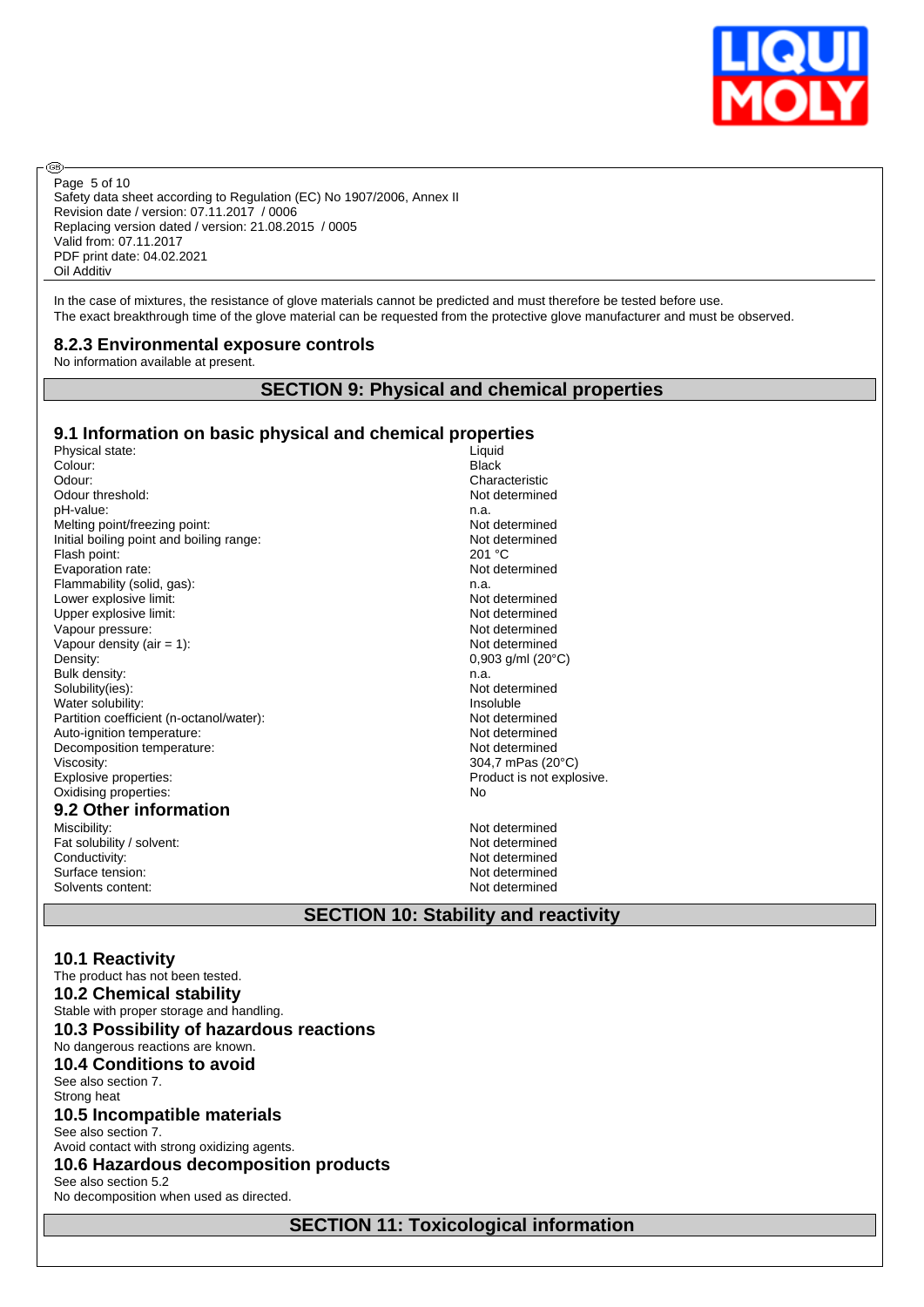In the case of mixtures, the resistance of glove materials cannot be predicted and must therefore be tested before use.
The exact breakthrough time of the glove material can be requested from the protective glove manufacturer and must be observed.

### 8.2.3 Environmental exposure controls

No information available at present.

## SECTION 9: Physical and chemical properties

### 9.1 Information on basic physical and chemical properties

| | |
|---|---|
| Physical state: | Liquid |
| Colour: | Black |
| Odour: | Characteristic |
| Odour threshold: | Not determined |
| pH-value: | n.a. |
| Melting point/freezing point: | Not determined |
| Initial boiling point and boiling range: | Not determined |
| Flash point: | 201 °C |
| Evaporation rate: | Not determined |
| Flammability (solid, gas): | n.a. |
| Lower explosive limit: | Not determined |
| Upper explosive limit: | Not determined |
| Vapour pressure: | Not determined |
| Vapour density (air = 1): | Not determined |
| Density: | 0,903 g/ml (20°C) |
| Bulk density: | n.a. |
| Solubility(ies): | Not determined |
| Water solubility: | Insoluble |
| Partition coefficient (n-octanol/water): | Not determined |
| Auto-ignition temperature: | Not determined |
| Decomposition temperature: | Not determined |
| Viscosity: | 304,7 mPas (20°C) |
| Explosive properties: | Product is not explosive. |
| Oxidising properties: | No |

### 9.2 Other information

| | |
|---|---|
| Miscibility: | Not determined |
| Fat solubility / solvent: | Not determined |
| Conductivity: | Not determined |
| Surface tension: | Not determined |
| Solvents content: | Not determined |

## SECTION 10: Stability and reactivity

### 10.1 Reactivity

The product has not been tested.

### 10.2 Chemical stability

Stable with proper storage and handling.

### 10.3 Possibility of hazardous reactions

No dangerous reactions are known.

### 10.4 Conditions to avoid

See also section 7.
Strong heat

### 10.5 Incompatible materials

See also section 7.
Avoid contact with strong oxidizing agents.

### 10.6 Hazardous decomposition products

See also section 5.2
No decomposition when used as directed.

## SECTION 11: Toxicological information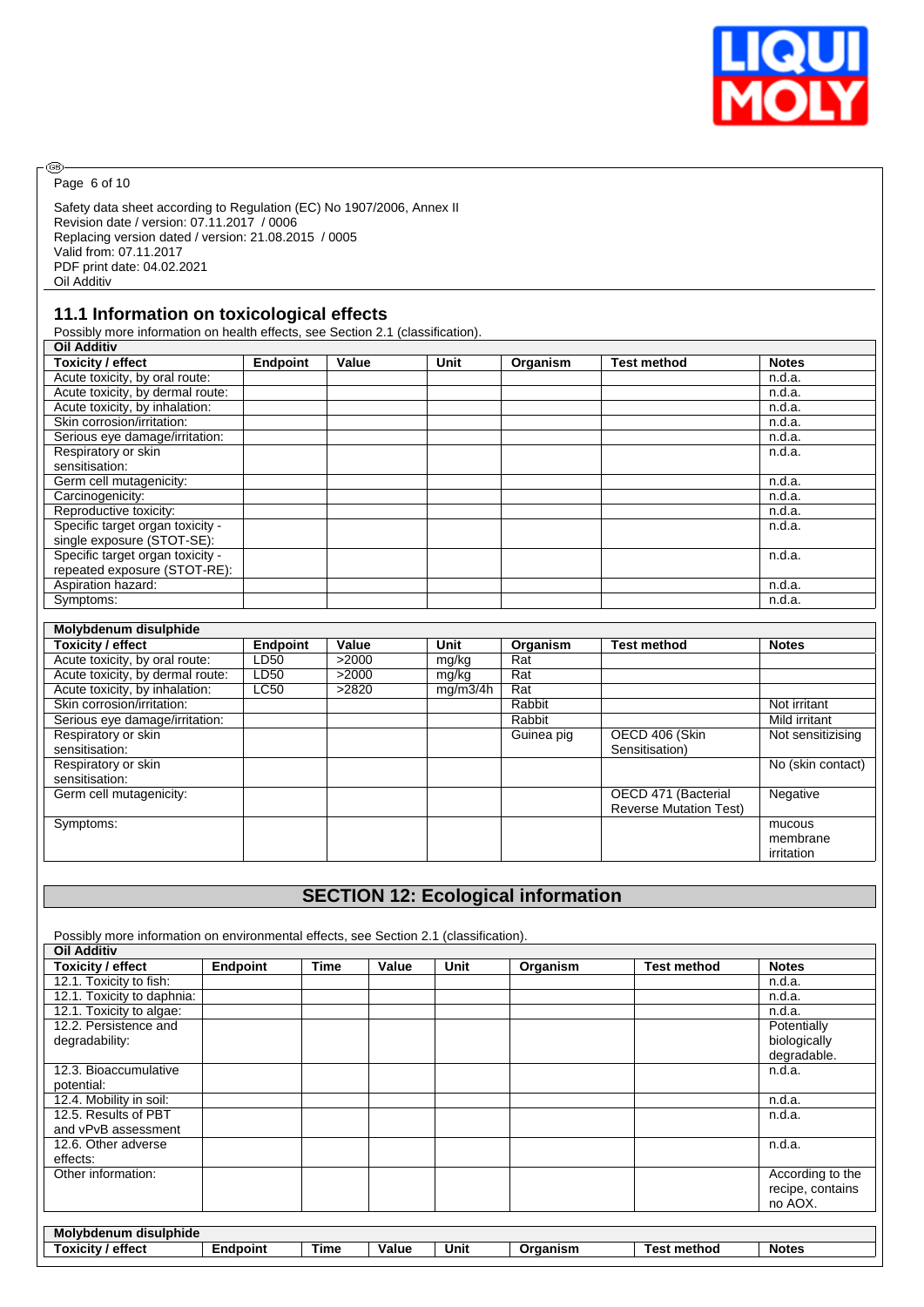Safety data sheet according to Regulation (EC) No 1907/2006, Annex II
Revision date / version: 07.11.2017 / 0006
Replacing version dated / version: 21.08.2015 / 0005
Valid from: 07.11.2017
PDF print date: 04.02.2021
Oil Additiv

## 11.1 Information on toxicological effects

Possibly more information on health effects, see Section 2.1 (classification).

| Oil Additiv | | | | | | |
|---|---|---|---|---|---|---|
| **Toxicity / effect** | **Endpoint** | **Value** | **Unit** | **Organism** | **Test method** | **Notes** |
| Acute toxicity, by oral route: | | | | | | n.d.a. |
| Acute toxicity, by dermal route: | | | | | | n.d.a. |
| Acute toxicity, by inhalation: | | | | | | n.d.a. |
| Skin corrosion/irritation: | | | | | | n.d.a. |
| Serious eye damage/irritation: | | | | | | n.d.a. |
| Respiratory or skin sensitisation: | | | | | | n.d.a. |
| Germ cell mutagenicity: | | | | | | n.d.a. |
| Carcinogenicity: | | | | | | n.d.a. |
| Reproductive toxicity: | | | | | | n.d.a. |
| Specific target organ toxicity - single exposure (STOT-SE): | | | | | | n.d.a. |
| Specific target organ toxicity - repeated exposure (STOT-RE): | | | | | | n.d.a. |
| Aspiration hazard: | | | | | | n.d.a. |
| Symptoms: | | | | | | n.d.a. |

| Molybdenum disulphide | | | | | | |
|---|---|---|---|---|---|---|
| **Toxicity / effect** | **Endpoint** | **Value** | **Unit** | **Organism** | **Test method** | **Notes** |
| Acute toxicity, by oral route: | LD50 | >2000 | mg/kg | Rat | | |
| Acute toxicity, by dermal route: | LD50 | >2000 | mg/kg | Rat | | |
| Acute toxicity, by inhalation: | LC50 | >2820 | mg/m3/4h | Rat | | |
| Skin corrosion/irritation: | | | | Rabbit | | Not irritant |
| Serious eye damage/irritation: | | | | Rabbit | | Mild irritant |
| Respiratory or skin sensitisation: | | | | Guinea pig | OECD 406 (Skin Sensitisation) | Not sensitizising |
| Respiratory or skin sensitisation: | | | | | | No (skin contact) |
| Germ cell mutagenicity: | | | | | OECD 471 (Bacterial Reverse Mutation Test) | Negative |
| Symptoms: | | | | | | mucous membrane irritation |

## SECTION 12: Ecological information

Possibly more information on environmental effects, see Section 2.1 (classification).

| Oil Additiv | | | | | | | |
|---|---|---|---|---|---|---|---|
| **Toxicity / effect** | **Endpoint** | **Time** | **Value** | **Unit** | **Organism** | **Test method** | **Notes** |
| 12.1. Toxicity to fish: | | | | | | | n.d.a. |
| 12.1. Toxicity to daphnia: | | | | | | | n.d.a. |
| 12.1. Toxicity to algae: | | | | | | | n.d.a. |
| 12.2. Persistence and degradability: | | | | | | | Potentially biologically degradable. |
| 12.3. Bioaccumulative potential: | | | | | | | n.d.a. |
| 12.4. Mobility in soil: | | | | | | | n.d.a. |
| 12.5. Results of PBT and vPvB assessment | | | | | | | n.d.a. |
| 12.6. Other adverse effects: | | | | | | | n.d.a. |
| Other information: | | | | | | | According to the recipe, contains no AOX. |

| Molybdenum disulphide | | | | | | | |
|---|---|---|---|---|---|---|---|
| **Toxicity / effect** | **Endpoint** | **Time** | **Value** | **Unit** | **Organism** | **Test method** | **Notes** |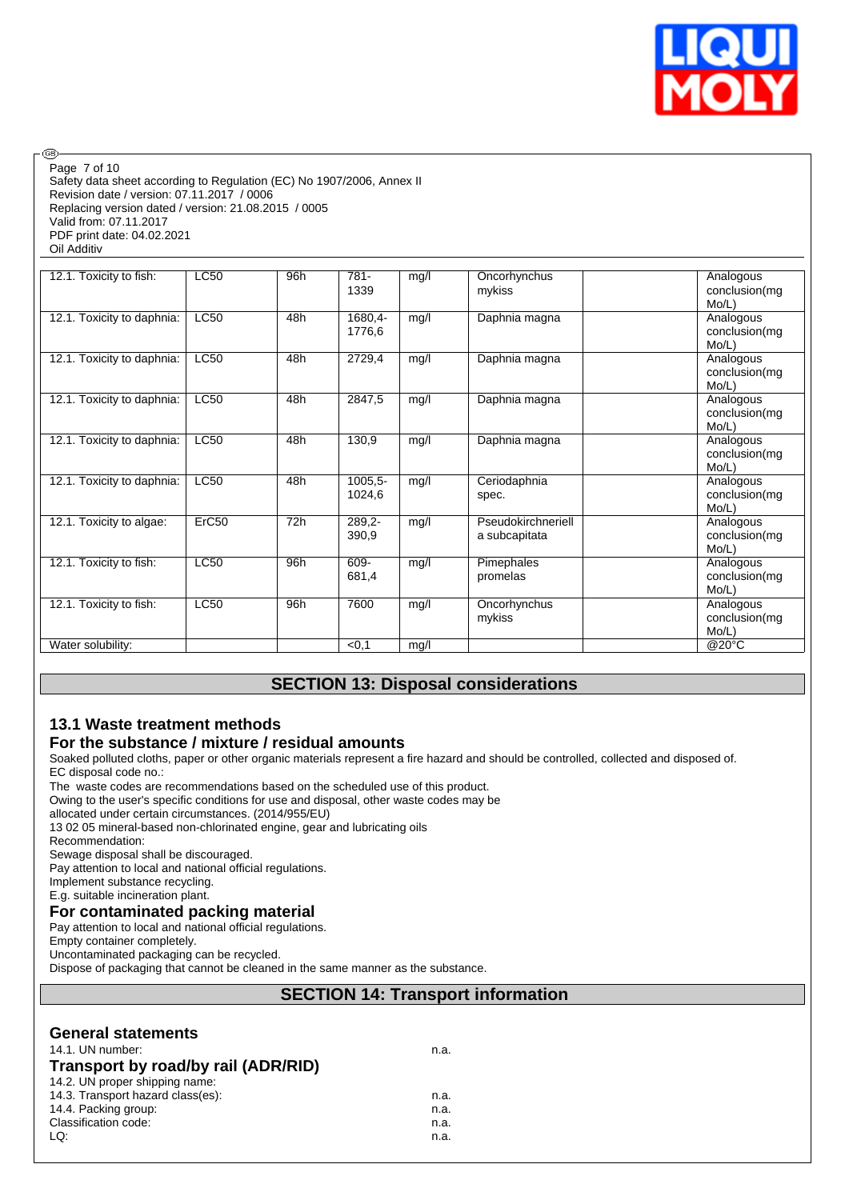Safety data sheet according to Regulation (EC) No 1907/2006, Annex II
Revision date / version: 07.11.2017 / 0006
Replacing version dated / version: 21.08.2015 / 0005
Valid from: 07.11.2017
PDF print date: 04.02.2021
Oil Additiv

| | | | | | | | |
|---|---|---|---|---|---|---|---|
| 12.1. Toxicity to fish: | LC50 | 96h | 781-1339 | mg/l | Oncorhynchus mykiss | | Analogous conclusion(mg Mo/L) |
| 12.1. Toxicity to daphnia: | LC50 | 48h | 1680,4-1776,6 | mg/l | Daphnia magna | | Analogous conclusion(mg Mo/L) |
| 12.1. Toxicity to daphnia: | LC50 | 48h | 2729,4 | mg/l | Daphnia magna | | Analogous conclusion(mg Mo/L) |
| 12.1. Toxicity to daphnia: | LC50 | 48h | 2847,5 | mg/l | Daphnia magna | | Analogous conclusion(mg Mo/L) |
| 12.1. Toxicity to daphnia: | LC50 | 48h | 130,9 | mg/l | Daphnia magna | | Analogous conclusion(mg Mo/L) |
| 12.1. Toxicity to daphnia: | LC50 | 48h | 1005,5-1024,6 | mg/l | Ceriodaphnia spec. | | Analogous conclusion(mg Mo/L) |
| 12.1. Toxicity to algae: | ErC50 | 72h | 289,2-390,9 | mg/l | Pseudokirchneriella subcapitata | | Analogous conclusion(mg Mo/L) |
| 12.1. Toxicity to fish: | LC50 | 96h | 609-681,4 | mg/l | Pimephales promelas | | Analogous conclusion(mg Mo/L) |
| 12.1. Toxicity to fish: | LC50 | 96h | 7600 | mg/l | Oncorhynchus mykiss | | Analogous conclusion(mg Mo/L) |
| Water solubility: | | | <0,1 | mg/l | | | @20°C |

## SECTION 13: Disposal considerations

### 13.1 Waste treatment methods

### For the substance / mixture / residual amounts

Soaked polluted cloths, paper or other organic materials represent a fire hazard and should be controlled, collected and disposed of.
EC disposal code no.:
The waste codes are recommendations based on the scheduled use of this product.
Owing to the user's specific conditions for use and disposal, other waste codes may be
allocated under certain circumstances. (2014/955/EU)
13 02 05 mineral-based non-chlorinated engine, gear and lubricating oils
Recommendation:
Sewage disposal shall be discouraged.
Pay attention to local and national official regulations.
Implement substance recycling.
E.g. suitable incineration plant.

### For contaminated packing material

Pay attention to local and national official regulations.
Empty container completely.
Uncontaminated packaging can be recycled.
Dispose of packaging that cannot be cleaned in the same manner as the substance.

## SECTION 14: Transport information

### General statements

14.1. UN number: n.a.

### Transport by road/by rail (ADR/RID)

14.2. UN proper shipping name:
14.3. Transport hazard class(es): n.a.
14.4. Packing group: n.a.
Classification code: n.a.
LQ: n.a.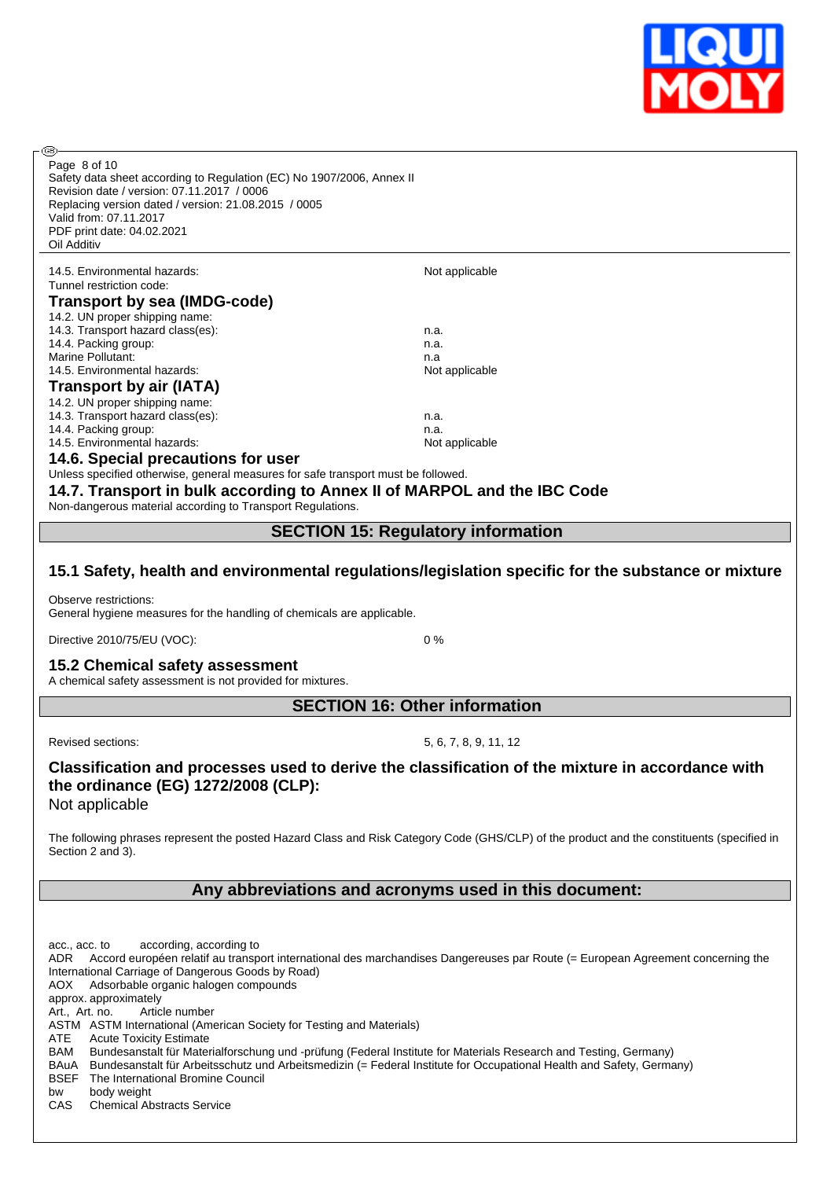14.5. Environmental hazards: Not applicable

Tunnel restriction code:

### Transport by sea (IMDG-code)

| | |
|---|---|
| 14.2. UN proper shipping name: | |
| 14.3. Transport hazard class(es): | n.a. |
| 14.4. Packing group: | n.a. |
| Marine Pollutant: | n.a |
| 14.5. Environmental hazards: | Not applicable |

### Transport by air (IATA)

| | |
|---|---|
| 14.2. UN proper shipping name: | |
| 14.3. Transport hazard class(es): | n.a. |
| 14.4. Packing group: | n.a. |
| 14.5. Environmental hazards: | Not applicable |

### 14.6. Special precautions for user

Unless specified otherwise, general measures for safe transport must be followed.

### 14.7. Transport in bulk according to Annex II of MARPOL and the IBC Code

Non-dangerous material according to Transport Regulations.

## SECTION 15: Regulatory information

### 15.1 Safety, health and environmental regulations/legislation specific for the substance or mixture

Observe restrictions:
General hygiene measures for the handling of chemicals are applicable.

Directive 2010/75/EU (VOC): 0 %

### 15.2 Chemical safety assessment

A chemical safety assessment is not provided for mixtures.

## SECTION 16: Other information

Revised sections: 5, 6, 7, 8, 9, 11, 12

### Classification and processes used to derive the classification of the mixture in accordance with the ordinance (EG) 1272/2008 (CLP):

Not applicable

The following phrases represent the posted Hazard Class and Risk Category Code (GHS/CLP) of the product and the constituents (specified in Section 2 and 3).

## Any abbreviations and acronyms used in this document:

acc., acc. to according, according to
ADR Accord européen relatif au transport international des marchandises Dangereuses par Route (= European Agreement concerning the International Carriage of Dangerous Goods by Road)
AOX Adsorbable organic halogen compounds
approx. approximately
Art., Art. no. Article number
ASTM ASTM International (American Society for Testing and Materials)
ATE Acute Toxicity Estimate
BAM Bundesanstalt für Materialforschung und -prüfung (Federal Institute for Materials Research and Testing, Germany)
BAuA Bundesanstalt für Arbeitsschutz und Arbeitsmedizin (= Federal Institute for Occupational Health and Safety, Germany)
BSEF The International Bromine Council
bw body weight
CAS Chemical Abstracts Service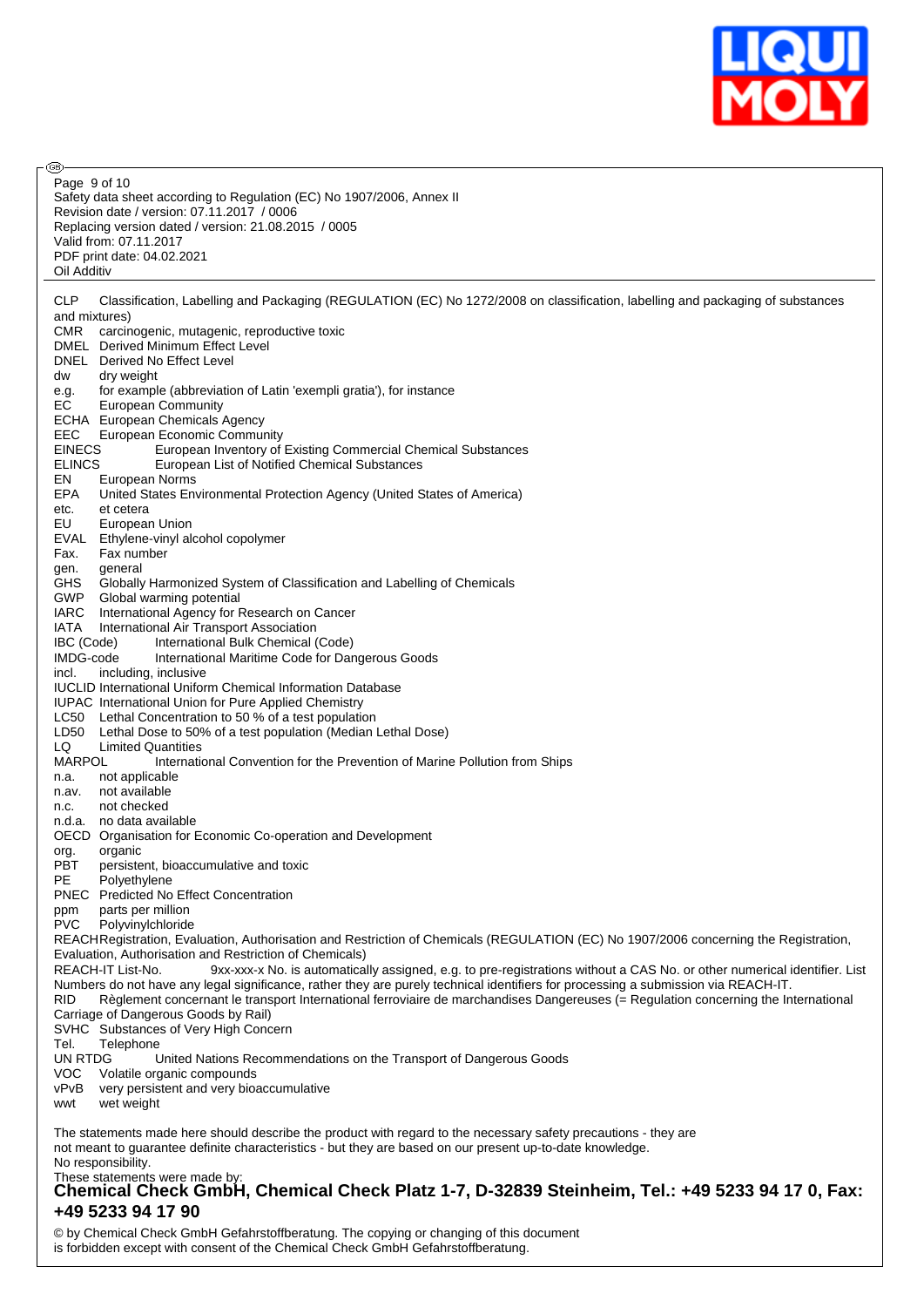Safety data sheet according to Regulation (EC) No 1907/2006, Annex II
Revision date / version: 07.11.2017 / 0006
Replacing version dated / version: 21.08.2015 / 0005
Valid from: 07.11.2017
PDF print date: 04.02.2021
Oil Additiv

CLP Classification, Labelling and Packaging (REGULATION (EC) No 1272/2008 on classification, labelling and packaging of substances and mixtures)
CMR carcinogenic, mutagenic, reproductive toxic
DMEL Derived Minimum Effect Level
DNEL Derived No Effect Level
dw dry weight
e.g. for example (abbreviation of Latin 'exempli gratia'), for instance
EC European Community
ECHA European Chemicals Agency
EEC European Economic Community
EINECS European Inventory of Existing Commercial Chemical Substances
ELINCS European List of Notified Chemical Substances
EN European Norms
EPA United States Environmental Protection Agency (United States of America)
etc. et cetera
EU European Union
EVAL Ethylene-vinyl alcohol copolymer
Fax. Fax number
gen. general
GHS Globally Harmonized System of Classification and Labelling of Chemicals
GWP Global warming potential
IARC International Agency for Research on Cancer
IATA International Air Transport Association
IBC (Code) International Bulk Chemical (Code)
IMDG-code International Maritime Code for Dangerous Goods
incl. including, inclusive
IUCLID International Uniform Chemical Information Database
IUPAC International Union for Pure Applied Chemistry
LC50 Lethal Concentration to 50 % of a test population
LD50 Lethal Dose to 50% of a test population (Median Lethal Dose)
LQ Limited Quantities
MARPOL International Convention for the Prevention of Marine Pollution from Ships
n.a. not applicable
n.av. not available
n.c. not checked
n.d.a. no data available
OECD Organisation for Economic Co-operation and Development
org. organic
PBT persistent, bioaccumulative and toxic
PE Polyethylene
PNEC Predicted No Effect Concentration
ppm parts per million
PVC Polyvinylchloride
REACH Registration, Evaluation, Authorisation and Restriction of Chemicals (REGULATION (EC) No 1907/2006 concerning the Registration, Evaluation, Authorisation and Restriction of Chemicals)
REACH-IT List-No. 9xx-xxx-x No. is automatically assigned, e.g. to pre-registrations without a CAS No. or other numerical identifier. List Numbers do not have any legal significance, rather they are purely technical identifiers for processing a submission via REACH-IT.
RID Règlement concernant le transport International ferroviaire de marchandises Dangereuses (= Regulation concerning the International Carriage of Dangerous Goods by Rail)
SVHC Substances of Very High Concern
Tel. Telephone
UN RTDG United Nations Recommendations on the Transport of Dangerous Goods
VOC Volatile organic compounds
vPvB very persistent and very bioaccumulative
wwt wet weight

The statements made here should describe the product with regard to the necessary safety precautions - they are not meant to guarantee definite characteristics - but they are based on our present up-to-date knowledge.
No responsibility.
These statements were made by:

**Chemical Check GmbH, Chemical Check Platz 1-7, D-32839 Steinheim, Tel.: +49 5233 94 17 0, Fax: +49 5233 94 17 90**

© by Chemical Check GmbH Gefahrstoffberatung. The copying or changing of this document is forbidden except with consent of the Chemical Check GmbH Gefahrstoffberatung.